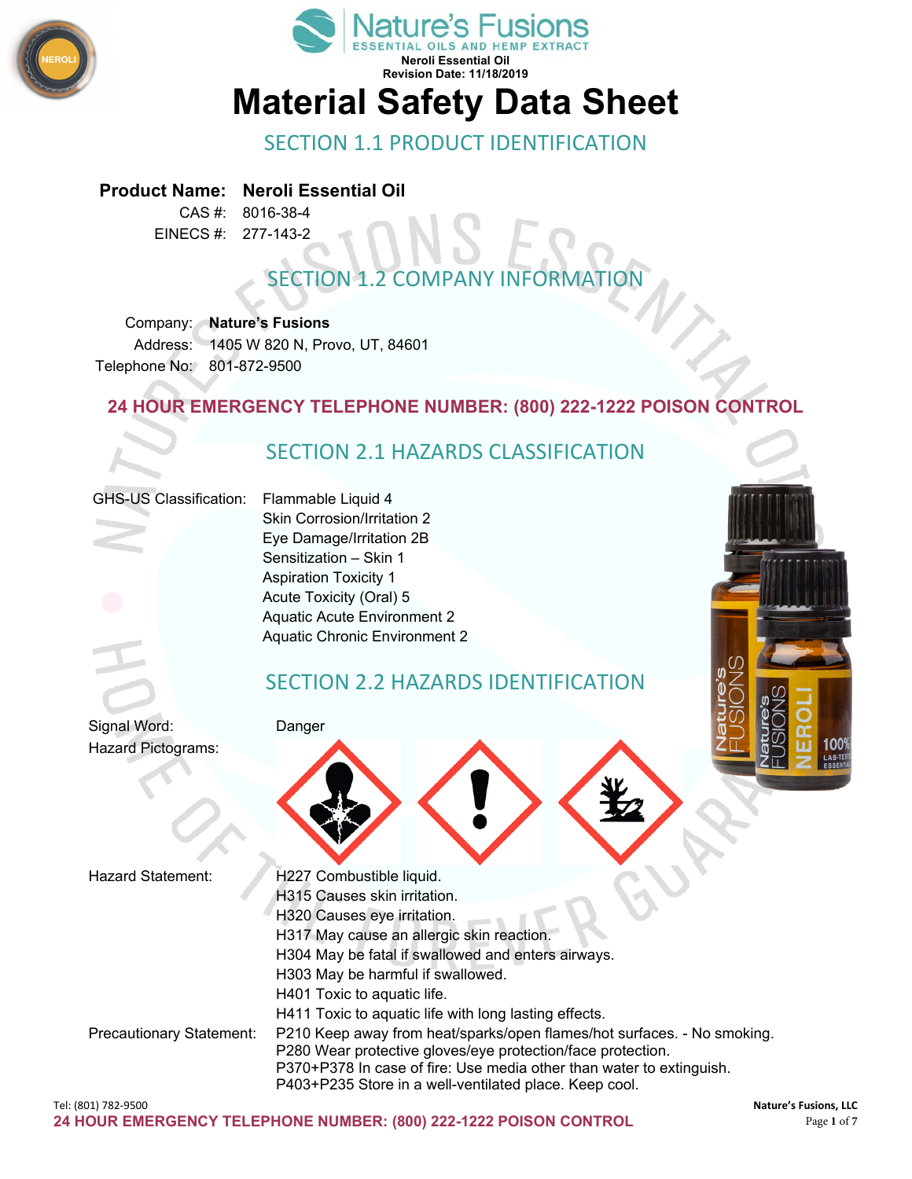Nature's Fusions
ESSENTIAL OILS AND HEMP EXTRACT
**Neroli Essential Oil**
**Revision Date: 11/18/2019**

# Material Safety Data Sheet

## SECTION 1.1 PRODUCT IDENTIFICATION

**Product Name:** **Neroli Essential Oil**
CAS #: 8016-38-4
EINECS #: 277-143-2

## SECTION 1.2 COMPANY INFORMATION

Company: **Nature's Fusions**
Address: 1405 W 820 N, Provo, UT, 84601
Telephone No: 801-872-9500

**24 HOUR EMERGENCY TELEPHONE NUMBER: (800) 222-1222 POISON CONTROL**

## SECTION 2.1 HAZARDS CLASSIFICATION

GHS-US Classification:
- Flammable Liquid 4
- Skin Corrosion/Irritation 2
- Eye Damage/Irritation 2B
- Sensitization – Skin 1
- Aspiration Toxicity 1
- Acute Toxicity (Oral) 5
- Aquatic Acute Environment 2
- Aquatic Chronic Environment 2

## SECTION 2.2 HAZARDS IDENTIFICATION

Signal Word: Danger

Hazard Pictograms:

Hazard Statement:
- H227 Combustible liquid.
- H315 Causes skin irritation.
- H320 Causes eye irritation.
- H317 May cause an allergic skin reaction.
- H304 May be fatal if swallowed and enters airways.
- H303 May be harmful if swallowed.
- H401 Toxic to aquatic life.
- H411 Toxic to aquatic life with long lasting effects.

Precautionary Statement:
- P210 Keep away from heat/sparks/open flames/hot surfaces. - No smoking.
- P280 Wear protective gloves/eye protection/face protection.
- P370+P378 In case of fire: Use media other than water to extinguish.
- P403+P235 Store in a well-ventilated place. Keep cool.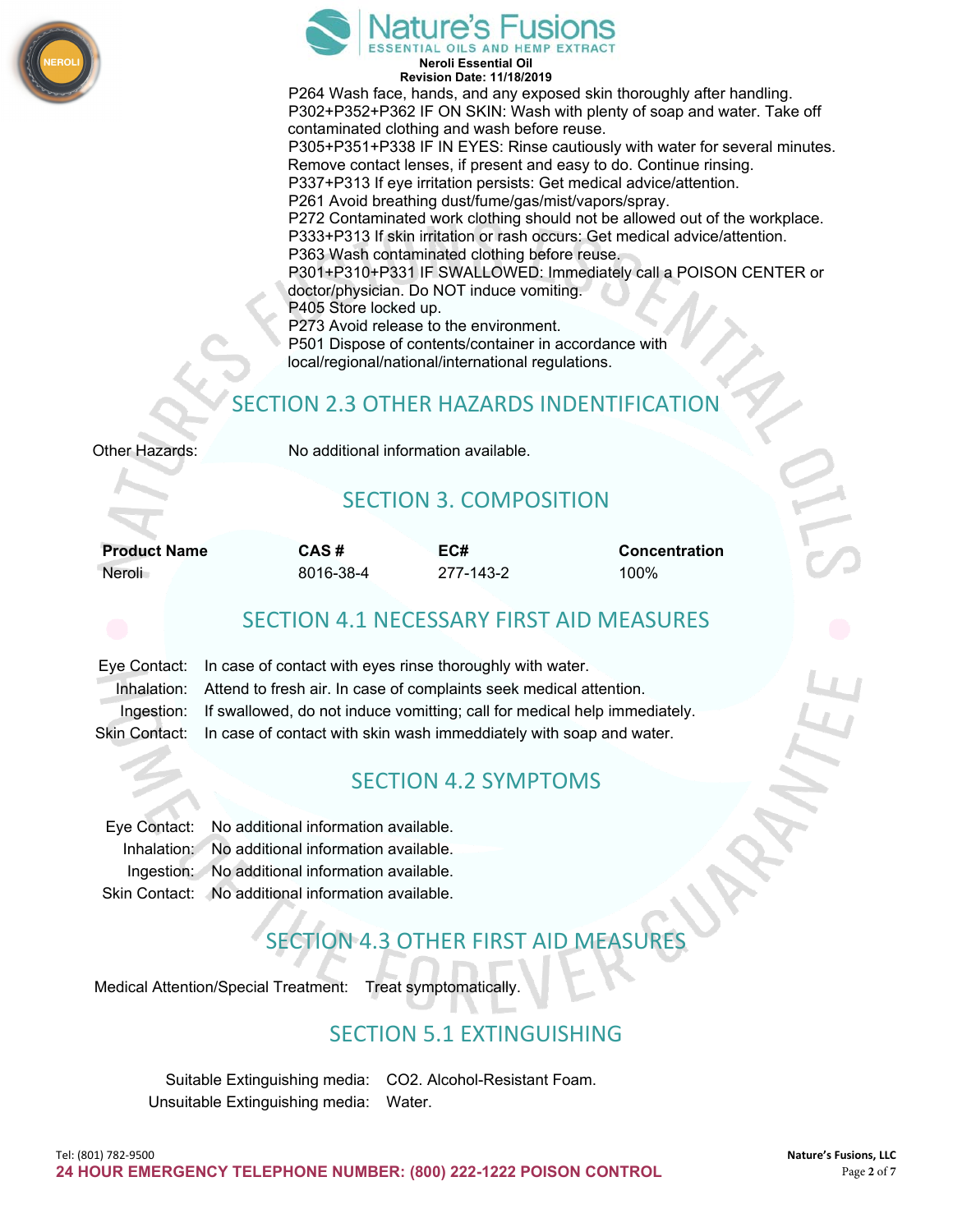P264 Wash face, hands, and any exposed skin thoroughly after handling.
P302+P352+P362 IF ON SKIN: Wash with plenty of soap and water. Take off contaminated clothing and wash before reuse.
P305+P351+P338 IF IN EYES: Rinse cautiously with water for several minutes. Remove contact lenses, if present and easy to do. Continue rinsing.
P337+P313 If eye irritation persists: Get medical advice/attention.
P261 Avoid breathing dust/fume/gas/mist/vapors/spray.
P272 Contaminated work clothing should not be allowed out of the workplace.
P333+P313 If skin irritation or rash occurs: Get medical advice/attention.
P363 Wash contaminated clothing before reuse.
P301+P310+P331 IF SWALLOWED: Immediately call a POISON CENTER or doctor/physician. Do NOT induce vomiting.
P405 Store locked up.
P273 Avoid release to the environment.
P501 Dispose of contents/container in accordance with local/regional/national/international regulations.

## SECTION 2.3 OTHER HAZARDS INDENTIFICATION

Other Hazards: No additional information available.

## SECTION 3. COMPOSITION

| Product Name | CAS # | EC# | Concentration |
|---|---|---|---|
| Neroli | 8016-38-4 | 277-143-2 | 100% |

## SECTION 4.1 NECESSARY FIRST AID MEASURES

Eye Contact: In case of contact with eyes rinse thoroughly with water.
Inhalation: Attend to fresh air. In case of complaints seek medical attention.
Ingestion: If swallowed, do not induce vomitting; call for medical help immediately.
Skin Contact: In case of contact with skin wash immeddiately with soap and water.

## SECTION 4.2 SYMPTOMS

Eye Contact: No additional information available.
Inhalation: No additional information available.
Ingestion: No additional information available.
Skin Contact: No additional information available.

## SECTION 4.3 OTHER FIRST AID MEASURES

Medical Attention/Special Treatment: Treat symptomatically.

## SECTION 5.1 EXTINGUISHING

Suitable Extinguishing media: $CO_2$. Alcohol-Resistant Foam.
Unsuitable Extinguishing media: Water.

Tel: (801) 782-9500
**24 HOUR EMERGENCY TELEPHONE NUMBER: (800) 222-1222 POISON CONTROL**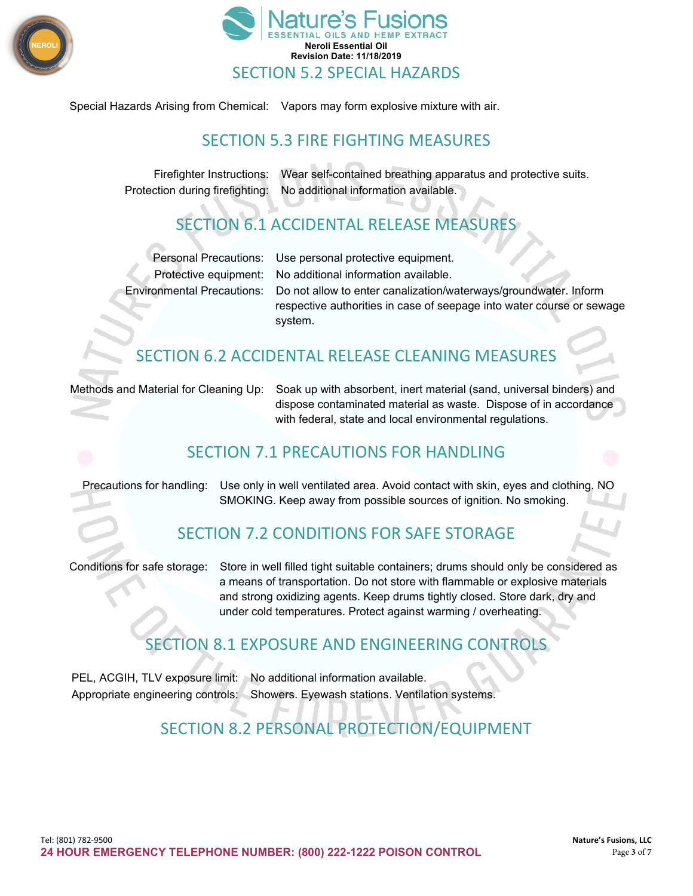## SECTION 5.2 SPECIAL HAZARDS

Special Hazards Arising from Chemical: Vapors may form explosive mixture with air.

## SECTION 5.3 FIRE FIGHTING MEASURES

Firefighter Instructions: Wear self-contained breathing apparatus and protective suits.

Protection during firefighting: No additional information available.

## SECTION 6.1 ACCIDENTAL RELEASE MEASURES

Personal Precautions: Use personal protective equipment.

Protective equipment: No additional information available.

Environmental Precautions: Do not allow to enter canalization/waterways/groundwater. Inform respective authorities in case of seepage into water course or sewage system.

## SECTION 6.2 ACCIDENTAL RELEASE CLEANING MEASURES

Methods and Material for Cleaning Up: Soak up with absorbent, inert material (sand, universal binders) and dispose contaminated material as waste. Dispose of in accordance with federal, state and local environmental regulations.

## SECTION 7.1 PRECAUTIONS FOR HANDLING

Precautions for handling: Use only in well ventilated area. Avoid contact with skin, eyes and clothing. NO SMOKING. Keep away from possible sources of ignition. No smoking.

## SECTION 7.2 CONDITIONS FOR SAFE STORAGE

Conditions for safe storage: Store in well filled tight suitable containers; drums should only be considered as a means of transportation. Do not store with flammable or explosive materials and strong oxidizing agents. Keep drums tightly closed. Store dark, dry and under cold temperatures. Protect against warming / overheating.

## SECTION 8.1 EXPOSURE AND ENGINEERING CONTROLS

PEL, ACGIH, TLV exposure limit: No additional information available.

Appropriate engineering controls: Showers. Eyewash stations. Ventilation systems.

## SECTION 8.2 PERSONAL PROTECTION/EQUIPMENT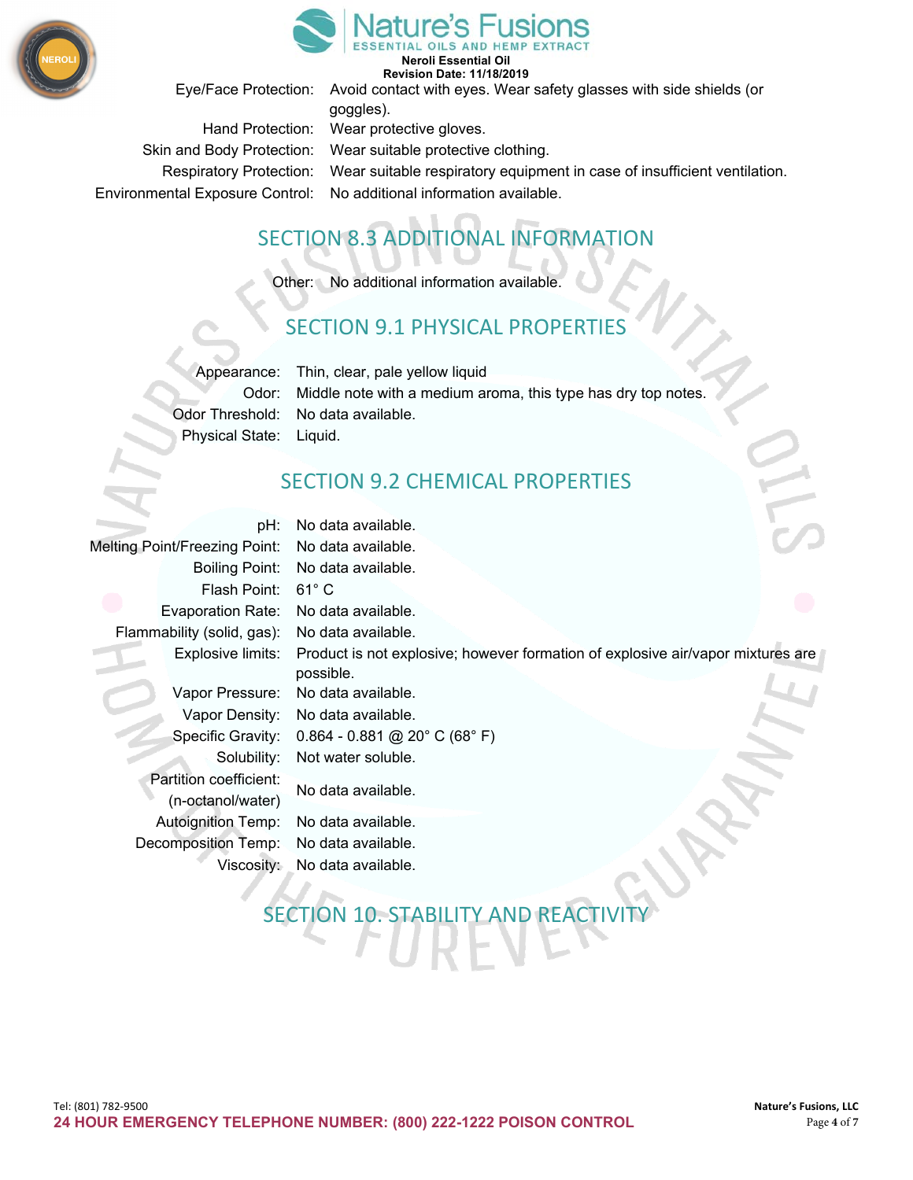| | |
|---|---|
| Eye/Face Protection: | Avoid contact with eyes. Wear safety glasses with side shields (or goggles). |
| Hand Protection: | Wear protective gloves. |
| Skin and Body Protection: | Wear suitable protective clothing. |
| Respiratory Protection: | Wear suitable respiratory equipment in case of insufficient ventilation. |
| Environmental Exposure Control: | No additional information available. |

## SECTION 8.3 ADDITIONAL INFORMATION

Other: No additional information available.

## SECTION 9.1 PHYSICAL PROPERTIES

| | |
|---|---|
| Appearance: | Thin, clear, pale yellow liquid |
| Odor: | Middle note with a medium aroma, this type has dry top notes. |
| Odor Threshold: | No data available. |
| Physical State: | Liquid. |

## SECTION 9.2 CHEMICAL PROPERTIES

| | |
|---|---|
| pH: | No data available. |
| Melting Point/Freezing Point: | No data available. |
| Boiling Point: | No data available. |
| Flash Point: | 61° C |
| Evaporation Rate: | No data available. |
| Flammability (solid, gas): | No data available. |
| Explosive limits: | Product is not explosive; however formation of explosive air/vapor mixtures are possible. |
| Vapor Pressure: | No data available. |
| Vapor Density: | No data available. |
| Specific Gravity: | 0.864 - 0.881 @ 20° C (68° F) |
| Solubility: | Not water soluble. |
| Partition coefficient: (n-octanol/water) | No data available. |
| Autoignition Temp: | No data available. |
| Decomposition Temp: | No data available. |
| Viscosity: | No data available. |

## SECTION 10. STABILITY AND REACTIVITY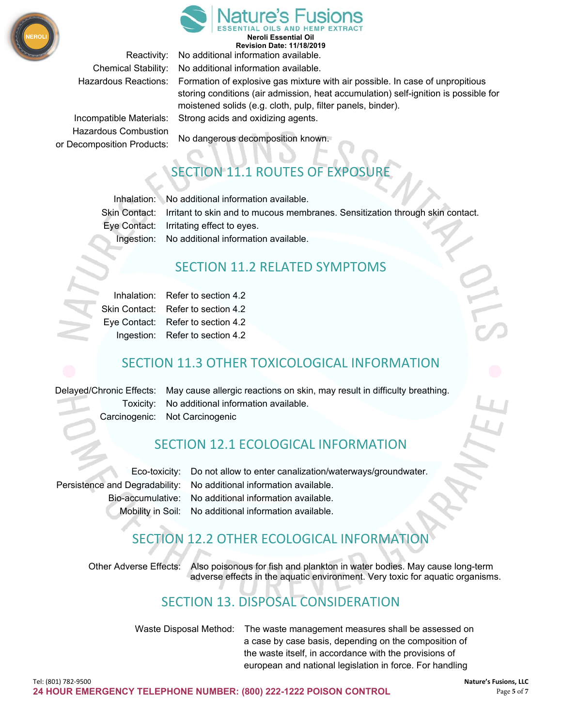Reactivity: No additional information available.

Chemical Stability: No additional information available.

Hazardous Reactions: Formation of explosive gas mixture with air possible. In case of unpropitious storing conditions (air admission, heat accumulation) self-ignition is possible for moistened solids (e.g. cloth, pulp, filter panels, binder).

Incompatible Materials: Strong acids and oxidizing agents.

Hazardous Combustion or Decomposition Products: No dangerous decomposition known.

## SECTION 11.1 ROUTES OF EXPOSURE

Inhalation: No additional information available.

Skin Contact: Irritant to skin and to mucous membranes. Sensitization through skin contact.

Eye Contact: Irritating effect to eyes.

Ingestion: No additional information available.

## SECTION 11.2 RELATED SYMPTOMS

Inhalation: Refer to section 4.2

Skin Contact: Refer to section 4.2

Eye Contact: Refer to section 4.2

Ingestion: Refer to section 4.2

## SECTION 11.3 OTHER TOXICOLOGICAL INFORMATION

Delayed/Chronic Effects: May cause allergic reactions on skin, may result in difficulty breathing.

Toxicity: No additional information available.

Carcinogenic: Not Carcinogenic

## SECTION 12.1 ECOLOGICAL INFORMATION

Eco-toxicity: Do not allow to enter canalization/waterways/groundwater.

Persistence and Degradability: No additional information available.

Bio-accumulative: No additional information available.

Mobility in Soil: No additional information available.

## SECTION 12.2 OTHER ECOLOGICAL INFORMATION

Other Adverse Effects: Also poisonous for fish and plankton in water bodies. May cause long-term adverse effects in the aquatic environment. Very toxic for aquatic organisms.

## SECTION 13. DISPOSAL CONSIDERATION

Waste Disposal Method: The waste management measures shall be assessed on a case by case basis, depending on the composition of the waste itself, in accordance with the provisions of european and national legislation in force. For handling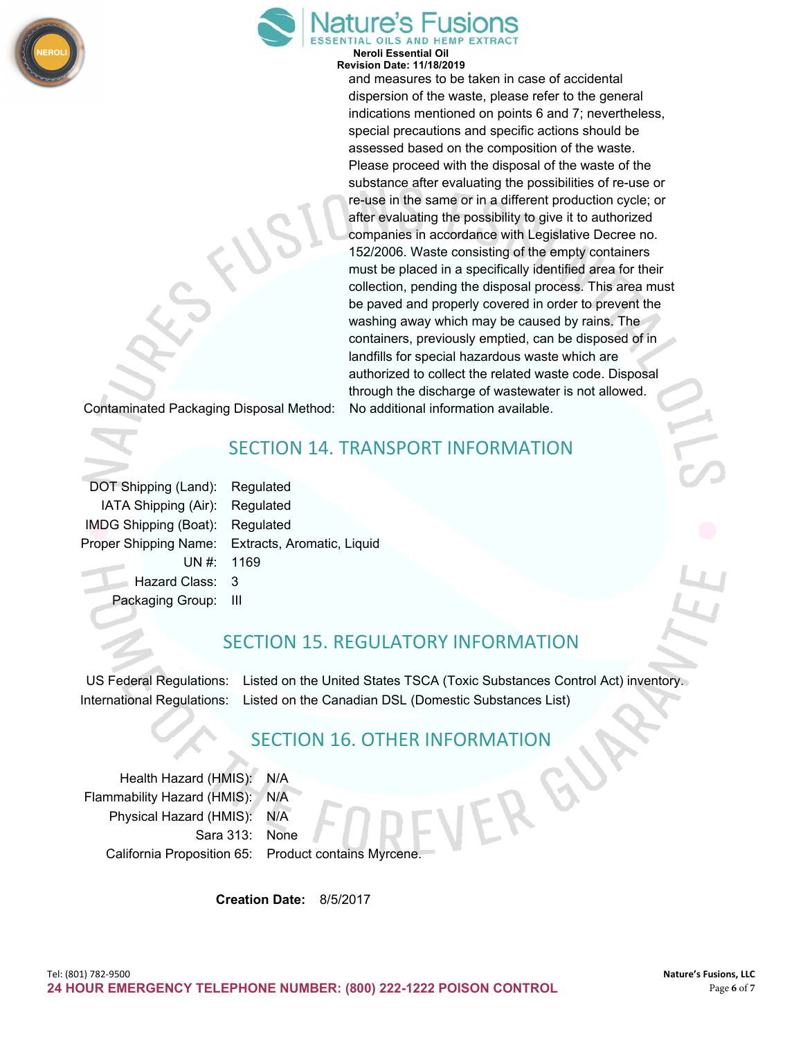and measures to be taken in case of accidental dispersion of the waste, please refer to the general indications mentioned on points 6 and 7; nevertheless, special precautions and specific actions should be assessed based on the composition of the waste. Please proceed with the disposal of the waste of the substance after evaluating the possibilities of re-use or re-use in the same or in a different production cycle; or after evaluating the possibility to give it to authorized companies in accordance with Legislative Decree no. 152/2006. Waste consisting of the empty containers must be placed in a specifically identified area for their collection, pending the disposal process. This area must be paved and properly covered in order to prevent the washing away which may be caused by rains. The containers, previously emptied, can be disposed of in landfills for special hazardous waste which are authorized to collect the related waste code. Disposal through the discharge of wastewater is not allowed.

Contaminated Packaging Disposal Method: No additional information available.

## SECTION 14. TRANSPORT INFORMATION

| | |
|---|---|
| DOT Shipping (Land): | Regulated |
| IATA Shipping (Air): | Regulated |
| IMDG Shipping (Boat): | Regulated |
| Proper Shipping Name: | Extracts, Aromatic, Liquid |
| UN #: | 1169 |
| Hazard Class: | 3 |
| Packaging Group: | III |

## SECTION 15. REGULATORY INFORMATION

| | |
|---|---|
| US Federal Regulations: | Listed on the United States TSCA (Toxic Substances Control Act) inventory. |
| International Regulations: | Listed on the Canadian DSL (Domestic Substances List) |

## SECTION 16. OTHER INFORMATION

| | |
|---|---|
| Health Hazard (HMIS): | N/A |
| Flammability Hazard (HMIS): | N/A |
| Physical Hazard (HMIS): | N/A |
| Sara 313: | None |
| California Proposition 65: | Product contains Myrcene. |

**Creation Date:** 8/5/2017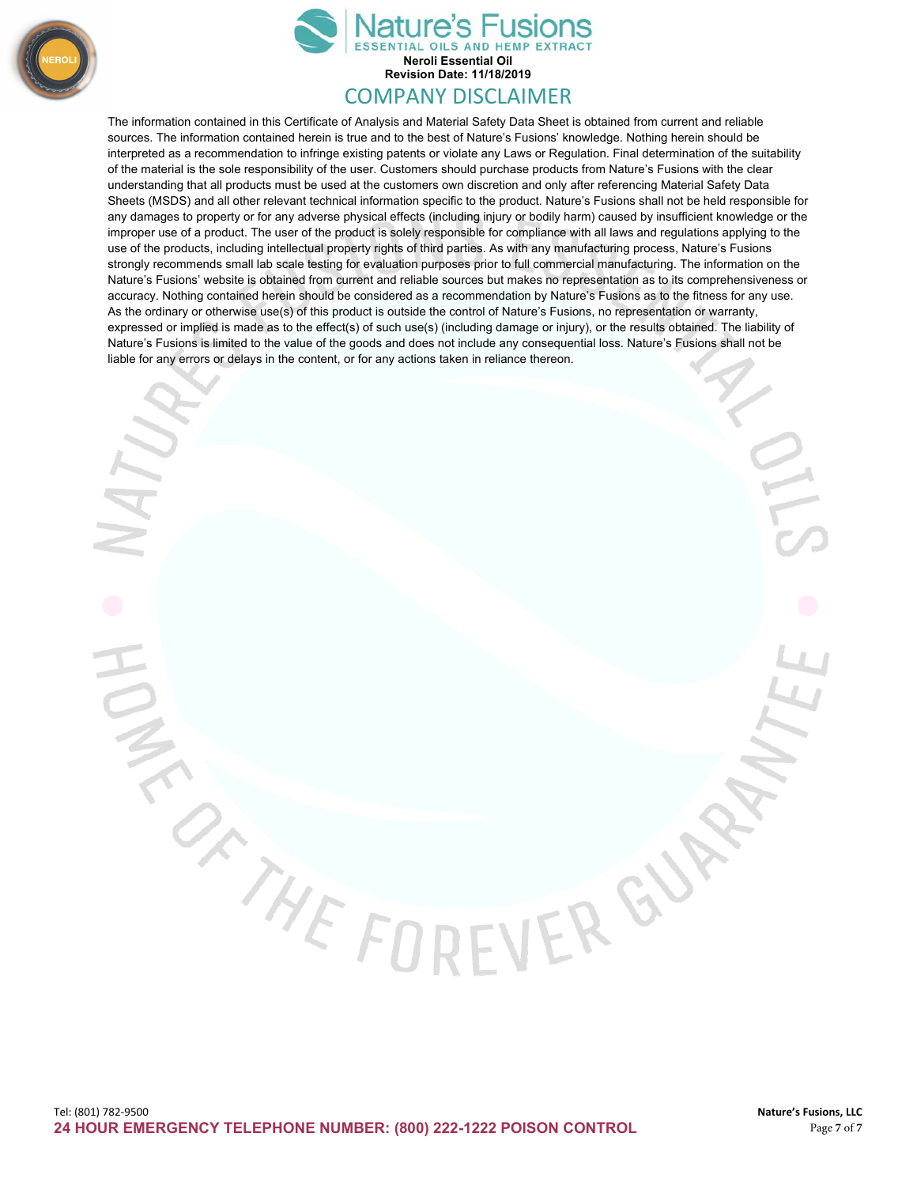# COMPANY DISCLAIMER

The information contained in this Certificate of Analysis and Material Safety Data Sheet is obtained from current and reliable sources. The information contained herein is true and to the best of Nature's Fusions' knowledge. Nothing herein should be interpreted as a recommendation to infringe existing patents or violate any Laws or Regulation. Final determination of the suitability of the material is the sole responsibility of the user. Customers should purchase products from Nature's Fusions with the clear understanding that all products must be used at the customers own discretion and only after referencing Material Safety Data Sheets (MSDS) and all other relevant technical information specific to the product. Nature's Fusions shall not be held responsible for any damages to property or for any adverse physical effects (including injury or bodily harm) caused by insufficient knowledge or the improper use of a product. The user of the product is solely responsible for compliance with all laws and regulations applying to the use of the products, including intellectual property rights of third parties. As with any manufacturing process, Nature's Fusions strongly recommends small lab scale testing for evaluation purposes prior to full commercial manufacturing. The information on the Nature's Fusions' website is obtained from current and reliable sources but makes no representation as to its comprehensiveness or accuracy. Nothing contained herein should be considered as a recommendation by Nature's Fusions as to the fitness for any use. As the ordinary or otherwise use(s) of this product is outside the control of Nature's Fusions, no representation or warranty, expressed or implied is made as to the effect(s) of such use(s) (including damage or injury), or the results obtained. The liability of Nature's Fusions is limited to the value of the goods and does not include any consequential loss. Nature's Fusions shall not be liable for any errors or delays in the content, or for any actions taken in reliance thereon.